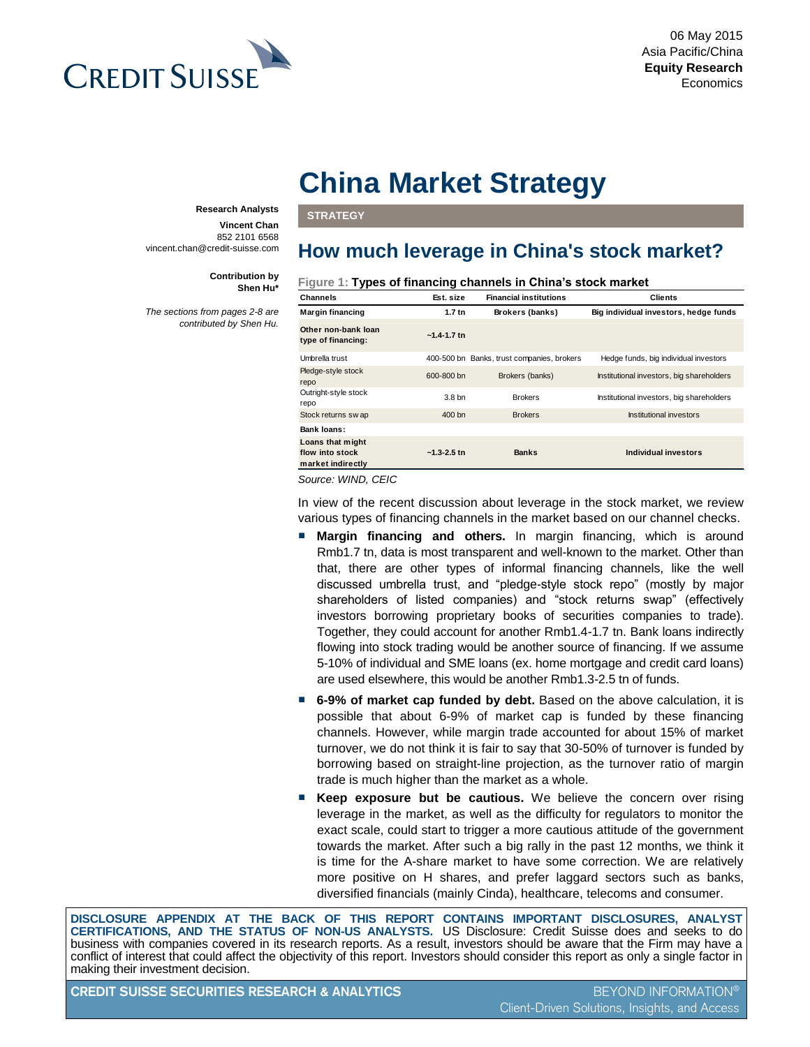06 May 2015
Asia Pacific/China
**Equity Research**
Economics

# China Market Strategy

**Research Analysts**

**Vincent Chan**
852 2101 6568
vincent.chan@credit-suisse.com

**Contribution by Shen Hu***

*The sections from pages 2-8 are contributed by Shen Hu.*

**STRATEGY**

## How much leverage in China's stock market?

Figure 1: **Types of financing channels in China's stock market**

| Channels | Est. size | Financial institutions | Clients |
|---|---|---|---|
| **Margin financing** | **1.7 tn** | **Brokers (banks)** | **Big individual investors, hedge funds** |
| **Other non-bank loan type of financing:** | **~1.4-1.7 tn** | | |
| Umbrella trust | 400-500 bn | Banks, trust companies, brokers | Hedge funds, big individual investors |
| Pledge-style stock repo | 600-800 bn | Brokers (banks) | Institutional investors, big shareholders |
| Outright-style stock repo | 3.8 bn | Brokers | Institutional investors, big shareholders |
| Stock returns swap | 400 bn | Brokers | Institutional investors |
| **Bank loans:** | | | |
| **Loans that might flow into stock market indirectly** | **~1.3-2.5 tn** | **Banks** | **Individual investors** |

*Source: WIND, CEIC*

In view of the recent discussion about leverage in the stock market, we review various types of financing channels in the market based on our channel checks.

- **Margin financing and others.** In margin financing, which is around Rmb1.7 tn, data is most transparent and well-known to the market. Other than that, there are other types of informal financing channels, like the well discussed umbrella trust, and "pledge-style stock repo" (mostly by major shareholders of listed companies) and "stock returns swap" (effectively investors borrowing proprietary books of securities companies to trade). Together, they could account for another Rmb1.4-1.7 tn. Bank loans indirectly flowing into stock trading would be another source of financing. If we assume 5-10% of individual and SME loans (ex. home mortgage and credit card loans) are used elsewhere, this would be another Rmb1.3-2.5 tn of funds.
- **6-9% of market cap funded by debt.** Based on the above calculation, it is possible that about 6-9% of market cap is funded by these financing channels. However, while margin trade accounted for about 15% of market turnover, we do not think it is fair to say that 30-50% of turnover is funded by borrowing based on straight-line projection, as the turnover ratio of margin trade is much higher than the market as a whole.
- **Keep exposure but be cautious.** We believe the concern over rising leverage in the market, as well as the difficulty for regulators to monitor the exact scale, could start to trigger a more cautious attitude of the government towards the market. After such a big rally in the past 12 months, we think it is time for the A-share market to have some correction. We are relatively more positive on H shares, and prefer laggard sectors such as banks, diversified financials (mainly Cinda), healthcare, telecoms and consumer.

**DISCLOSURE APPENDIX AT THE BACK OF THIS REPORT CONTAINS IMPORTANT DISCLOSURES, ANALYST CERTIFICATIONS, AND THE STATUS OF NON-US ANALYSTS.** US Disclosure: Credit Suisse does and seeks to do business with companies covered in its research reports. As a result, investors should be aware that the Firm may have a conflict of interest that could affect the objectivity of this report. Investors should consider this report as only a single factor in making their investment decision.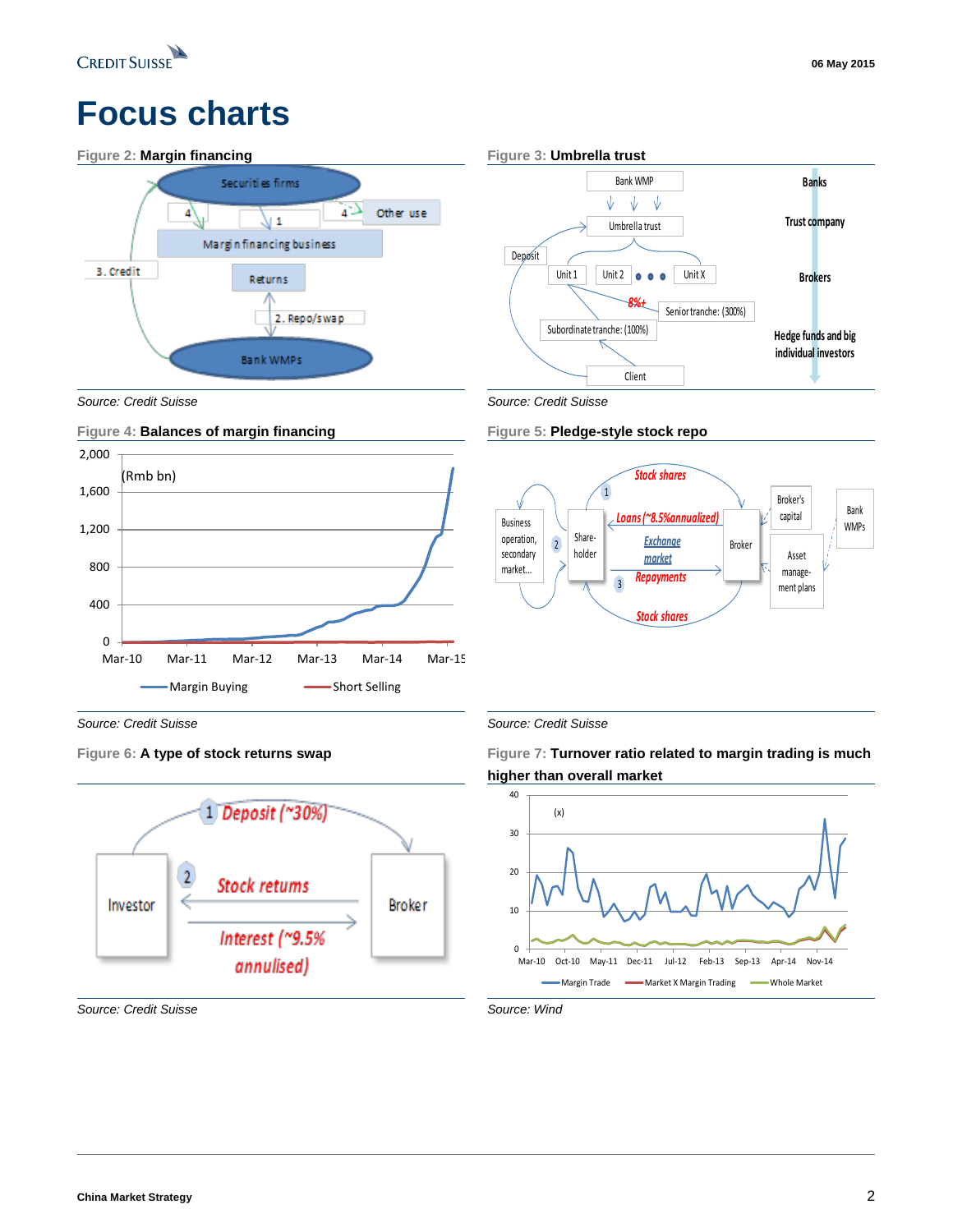# Focus charts

Figure 2: **Margin financing**

Securities firms

4 | 1 | 4 | Other use

Margin financing business

3. Credit

Returns

2. Repo/swap

Bank WMPs

*Source: Credit Suisse*

Figure 3: **Umbrella trust**

Bank WMP

Umbrella trust

Deposit

Unit 1 | Unit 2 ● ● ● Unit X

8%+

Senior tranche: (300%)

Subordinate tranche: (100%)

Client

Banks

Trust company

Brokers

Hedge funds and big individual investors

*Source: Credit Suisse*

Figure 4: **Balances of margin financing**

(Rmb bn)

2,000 | 1,600 | 1,200 | 800 | 400 | 0

Mar-10 | Mar-11 | Mar-12 | Mar-13 | Mar-14 | Mar-15

Margin Buying | Short Selling

*Source: Credit Suisse*

Figure 5: **Pledge-style stock repo**

Stock shares

1

Loans (~8.5%annualized)

Exchange market

Repayments

3

Stock shares

Business operation, secondary market...

2

Share-holder

Broker

Broker's capital

Asset management plans

Bank WMPs

*Source: Credit Suisse*

Figure 6: **A type of stock returns swap**

1 Deposit (~30%)

2 Stock returns

Interest (~9.5% annulised)

Investor

Broker

*Source: Credit Suisse*

Figure 7: **Turnover ratio related to margin trading is much higher than overall market**

(x)

40 | 30 | 20 | 10 | 0

Mar-10 | Oct-10 | May-11 | Dec-11 | Jul-12 | Feb-13 | Sep-13 | Apr-14 | Nov-14

Margin Trade | Market X Margin Trading | Whole Market

*Source: Wind*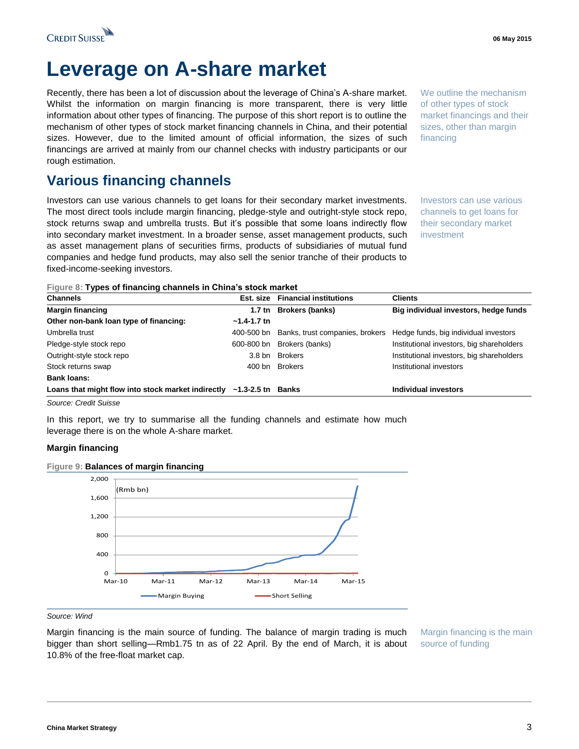# Leverage on A-share market

Recently, there has been a lot of discussion about the leverage of China's A-share market. Whilst the information on margin financing is more transparent, there is very little information about other types of financing. The purpose of this short report is to outline the mechanism of other types of stock market financing channels in China, and their potential sizes. However, due to the limited amount of official information, the sizes of such financings are arrived at mainly from our channel checks with industry participants or our rough estimation.

We outline the mechanism of other types of stock market financings and their sizes, other than margin financing

## Various financing channels

Investors can use various channels to get loans for their secondary market investments. The most direct tools include margin financing, pledge-style and outright-style stock repo, stock returns swap and umbrella trusts. But it's possible that some loans indirectly flow into secondary market investment. In a broader sense, asset management products, such as asset management plans of securities firms, products of subsidiaries of mutual fund companies and hedge fund products, may also sell the senior tranche of their products to fixed-income-seeking investors.

Investors can use various channels to get loans for their secondary market investment

Figure 8: **Types of financing channels in China's stock market**

| Channels | Est. size | Financial institutions | Clients |
|---|---|---|---|
| **Margin financing** | **1.7 tn** | **Brokers (banks)** | **Big individual investors, hedge funds** |
| **Other non-bank loan type of financing:** | **~1.4-1.7 tn** | | |
| Umbrella trust | 400-500 bn | Banks, trust companies, brokers | Hedge funds, big individual investors |
| Pledge-style stock repo | 600-800 bn | Brokers (banks) | Institutional investors, big shareholders |
| Outright-style stock repo | 3.8 bn | Brokers | Institutional investors, big shareholders |
| Stock returns swap | 400 bn | Brokers | Institutional investors |
| **Bank loans:** | | | |
| **Loans that might flow into stock market indirectly** | **~1.3-2.5 tn** | **Banks** | **Individual investors** |

*Source: Credit Suisse*

In this report, we try to summarise all the funding channels and estimate how much leverage there is on the whole A-share market.

### Margin financing

Figure 9: **Balances of margin financing**

*Source: Wind*

Margin financing is the main source of funding. The balance of margin trading is much bigger than short selling—Rmb1.75 tn as of 22 April. By the end of March, it is about 10.8% of the free-float market cap.

Margin financing is the main source of funding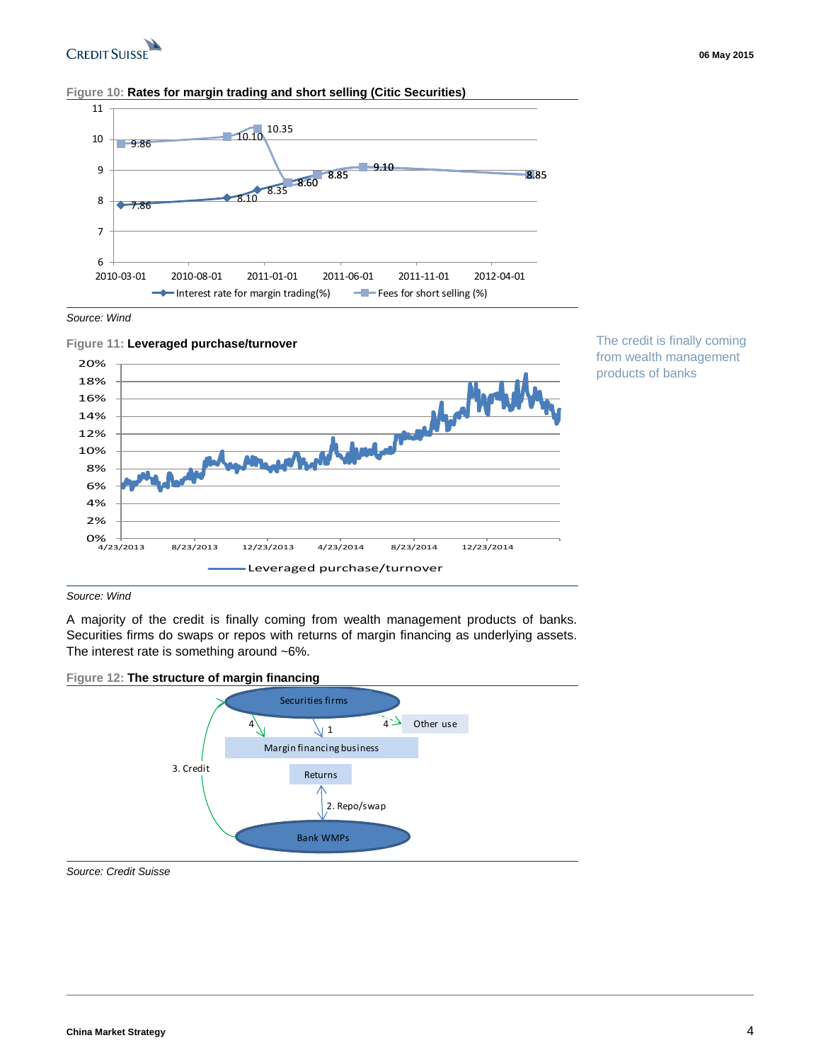**Figure 10: Rates for margin trading and short selling (Citic Securities)**

Source: Wind

**Figure 11: Leveraged purchase/turnover**

Source: Wind

The credit is finally coming from wealth management products of banks

A majority of the credit is finally coming from wealth management products of banks. Securities firms do swaps or repos with returns of margin financing as underlying assets. The interest rate is something around ~6%.

**Figure 12: The structure of margin financing**

Source: Credit Suisse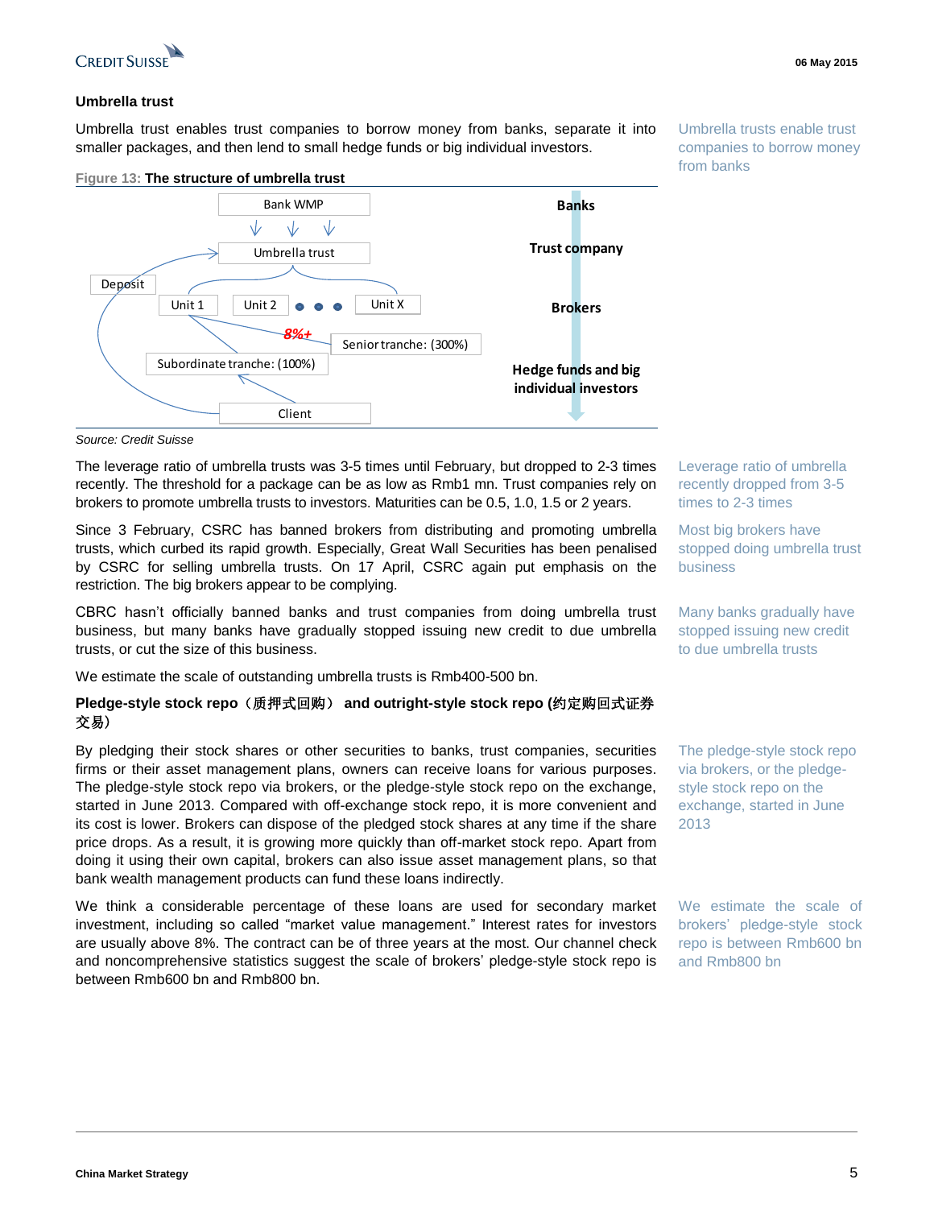## Umbrella trust

Umbrella trust enables trust companies to borrow money from banks, separate it into smaller packages, and then lend to small hedge funds or big individual investors.

Umbrella trusts enable trust companies to borrow money from banks

**Figure 13: The structure of umbrella trust**

Bank WMP

Umbrella trust

Deposit

Unit 1 | Unit 2 | ● ● ● | Unit X

8%+

Senior tranche: (300%)

Subordinate tranche: (100%)

Client

Banks

Trust company

Brokers

Hedge funds and big individual investors

*Source: Credit Suisse*

The leverage ratio of umbrella trusts was 3-5 times until February, but dropped to 2-3 times recently. The threshold for a package can be as low as Rmb1 mn. Trust companies rely on brokers to promote umbrella trusts to investors. Maturities can be 0.5, 1.0, 1.5 or 2 years.

Leverage ratio of umbrella recently dropped from 3-5 times to 2-3 times

Since 3 February, CSRC has banned brokers from distributing and promoting umbrella trusts, which curbed its rapid growth. Especially, Great Wall Securities has been penalised by CSRC for selling umbrella trusts. On 17 April, CSRC again put emphasis on the restriction. The big brokers appear to be complying.

Most big brokers have stopped doing umbrella trust business

CBRC hasn't officially banned banks and trust companies from doing umbrella trust business, but many banks have gradually stopped issuing new credit to due umbrella trusts, or cut the size of this business.

Many banks gradually have stopped issuing new credit to due umbrella trusts

We estimate the scale of outstanding umbrella trusts is Rmb400-500 bn.

**Pledge-style stock repo（质押式回购） and outright-style stock repo (约定购回式证券交易)**

By pledging their stock shares or other securities to banks, trust companies, securities firms or their asset management plans, owners can receive loans for various purposes. The pledge-style stock repo via brokers, or the pledge-style stock repo on the exchange, started in June 2013. Compared with off-exchange stock repo, it is more convenient and its cost is lower. Brokers can dispose of the pledged stock shares at any time if the share price drops. As a result, it is growing more quickly than off-market stock repo. Apart from doing it using their own capital, brokers can also issue asset management plans, so that bank wealth management products can fund these loans indirectly.

The pledge-style stock repo via brokers, or the pledge-style stock repo on the exchange, started in June 2013

We think a considerable percentage of these loans are used for secondary market investment, including so called "market value management." Interest rates for investors are usually above 8%. The contract can be of three years at the most. Our channel check and noncomprehensive statistics suggest the scale of brokers' pledge-style stock repo is between Rmb600 bn and Rmb800 bn.

We estimate the scale of brokers' pledge-style stock repo is between Rmb600 bn and Rmb800 bn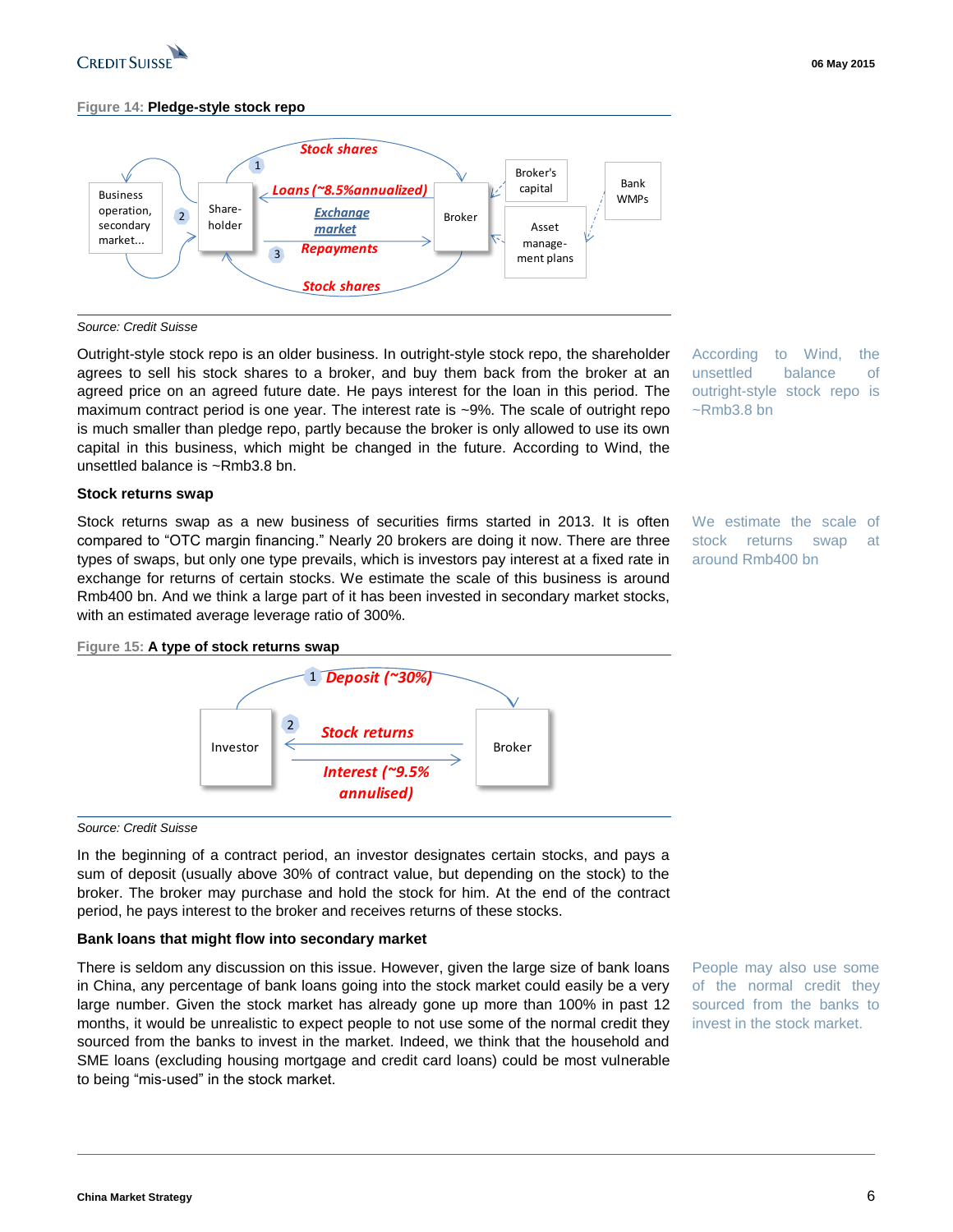**Figure 14: Pledge-style stock repo**

Source: Credit Suisse

Outright-style stock repo is an older business. In outright-style stock repo, the shareholder agrees to sell his stock shares to a broker, and buy them back from the broker at an agreed price on an agreed future date. He pays interest for the loan in this period. The maximum contract period is one year. The interest rate is ~9%. The scale of outright repo is much smaller than pledge repo, partly because the broker is only allowed to use its own capital in this business, which might be changed in the future. According to Wind, the unsettled balance is ~Rmb3.8 bn.

According to Wind, the unsettled balance of outright-style stock repo is ~Rmb3.8 bn

### Stock returns swap

Stock returns swap as a new business of securities firms started in 2013. It is often compared to "OTC margin financing." Nearly 20 brokers are doing it now. There are three types of swaps, but only one type prevails, which is investors pay interest at a fixed rate in exchange for returns of certain stocks. We estimate the scale of this business is around Rmb400 bn. And we think a large part of it has been invested in secondary market stocks, with an estimated average leverage ratio of 300%.

We estimate the scale of stock returns swap at around Rmb400 bn

**Figure 15: A type of stock returns swap**

Source: Credit Suisse

In the beginning of a contract period, an investor designates certain stocks, and pays a sum of deposit (usually above 30% of contract value, but depending on the stock) to the broker. The broker may purchase and hold the stock for him. At the end of the contract period, he pays interest to the broker and receives returns of these stocks.

### Bank loans that might flow into secondary market

There is seldom any discussion on this issue. However, given the large size of bank loans in China, any percentage of bank loans going into the stock market could easily be a very large number. Given the stock market has already gone up more than 100% in past 12 months, it would be unrealistic to expect people to not use some of the normal credit they sourced from the banks to invest in the market. Indeed, we think that the household and SME loans (excluding housing mortgage and credit card loans) could be most vulnerable to being "mis-used" in the stock market.

People may also use some of the normal credit they sourced from the banks to invest in the stock market.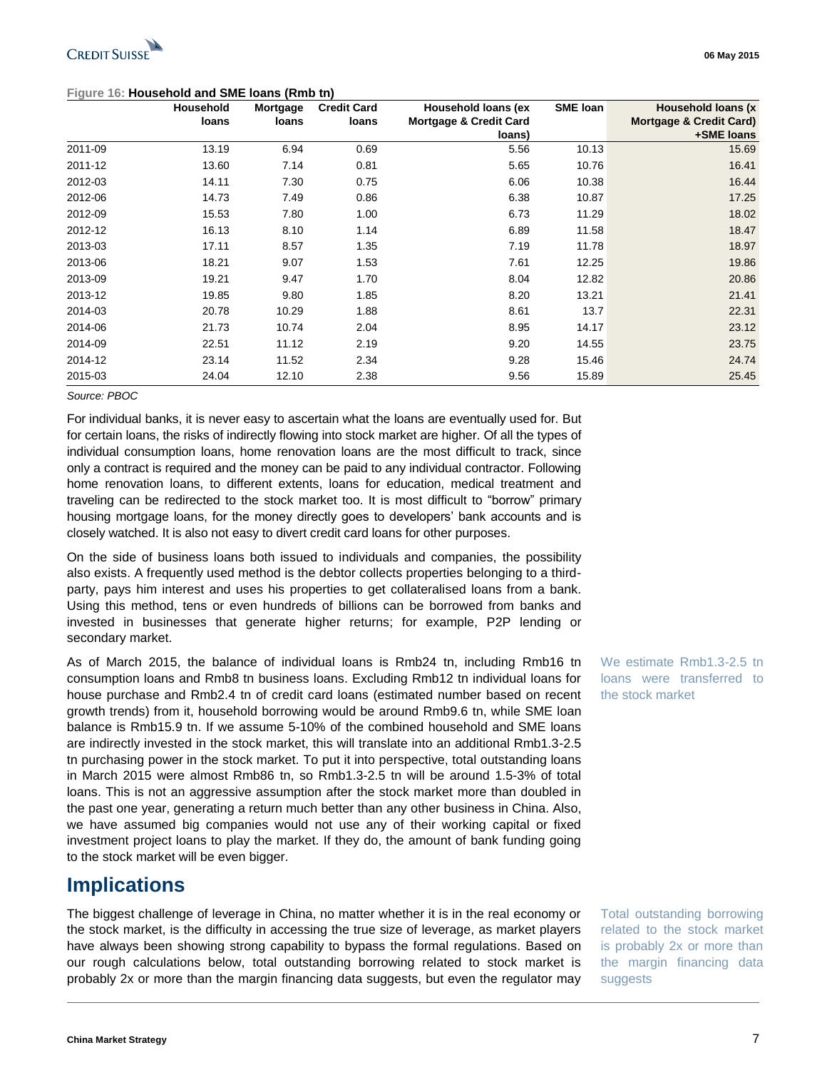Figure 16: **Household and SME loans (Rmb tn)**

| | Household loans | Mortgage loans | Credit Card loans | Household loans (ex Mortgage & Credit Card loans) | SME loan | Household loans (x Mortgage & Credit Card) +SME loans |
|---|---|---|---|---|---|---|
| 2011-09 | 13.19 | 6.94 | 0.69 | 5.56 | 10.13 | 15.69 |
| 2011-12 | 13.60 | 7.14 | 0.81 | 5.65 | 10.76 | 16.41 |
| 2012-03 | 14.11 | 7.30 | 0.75 | 6.06 | 10.38 | 16.44 |
| 2012-06 | 14.73 | 7.49 | 0.86 | 6.38 | 10.87 | 17.25 |
| 2012-09 | 15.53 | 7.80 | 1.00 | 6.73 | 11.29 | 18.02 |
| 2012-12 | 16.13 | 8.10 | 1.14 | 6.89 | 11.58 | 18.47 |
| 2013-03 | 17.11 | 8.57 | 1.35 | 7.19 | 11.78 | 18.97 |
| 2013-06 | 18.21 | 9.07 | 1.53 | 7.61 | 12.25 | 19.86 |
| 2013-09 | 19.21 | 9.47 | 1.70 | 8.04 | 12.82 | 20.86 |
| 2013-12 | 19.85 | 9.80 | 1.85 | 8.20 | 13.21 | 21.41 |
| 2014-03 | 20.78 | 10.29 | 1.88 | 8.61 | 13.7 | 22.31 |
| 2014-06 | 21.73 | 10.74 | 2.04 | 8.95 | 14.17 | 23.12 |
| 2014-09 | 22.51 | 11.12 | 2.19 | 9.20 | 14.55 | 23.75 |
| 2014-12 | 23.14 | 11.52 | 2.34 | 9.28 | 15.46 | 24.74 |
| 2015-03 | 24.04 | 12.10 | 2.38 | 9.56 | 15.89 | 25.45 |

*Source: PBOC*

For individual banks, it is never easy to ascertain what the loans are eventually used for. But for certain loans, the risks of indirectly flowing into stock market are higher. Of all the types of individual consumption loans, home renovation loans are the most difficult to track, since only a contract is required and the money can be paid to any individual contractor. Following home renovation loans, to different extents, loans for education, medical treatment and traveling can be redirected to the stock market too. It is most difficult to "borrow" primary housing mortgage loans, for the money directly goes to developers' bank accounts and is closely watched. It is also not easy to divert credit card loans for other purposes.

On the side of business loans both issued to individuals and companies, the possibility also exists. A frequently used method is the debtor collects properties belonging to a third-party, pays him interest and uses his properties to get collateralised loans from a bank. Using this method, tens or even hundreds of billions can be borrowed from banks and invested in businesses that generate higher returns; for example, P2P lending or secondary market.

We estimate Rmb1.3-2.5 tn loans were transferred to the stock market

As of March 2015, the balance of individual loans is Rmb24 tn, including Rmb16 tn consumption loans and Rmb8 tn business loans. Excluding Rmb12 tn individual loans for house purchase and Rmb2.4 tn of credit card loans (estimated number based on recent growth trends) from it, household borrowing would be around Rmb9.6 tn, while SME loan balance is Rmb15.9 tn. If we assume 5-10% of the combined household and SME loans are indirectly invested in the stock market, this will translate into an additional Rmb1.3-2.5 tn purchasing power in the stock market. To put it into perspective, total outstanding loans in March 2015 were almost Rmb86 tn, so Rmb1.3-2.5 tn will be around 1.5-3% of total loans. This is not an aggressive assumption after the stock market more than doubled in the past one year, generating a return much better than any other business in China. Also, we have assumed big companies would not use any of their working capital or fixed investment project loans to play the market. If they do, the amount of bank funding going to the stock market will be even bigger.

## Implications

Total outstanding borrowing related to the stock market is probably 2x or more than the margin financing data suggests

The biggest challenge of leverage in China, no matter whether it is in the real economy or the stock market, is the difficulty in accessing the true size of leverage, as market players have always been showing strong capability to bypass the formal regulations. Based on our rough calculations below, total outstanding borrowing related to stock market is probably 2x or more than the margin financing data suggests, but even the regulator may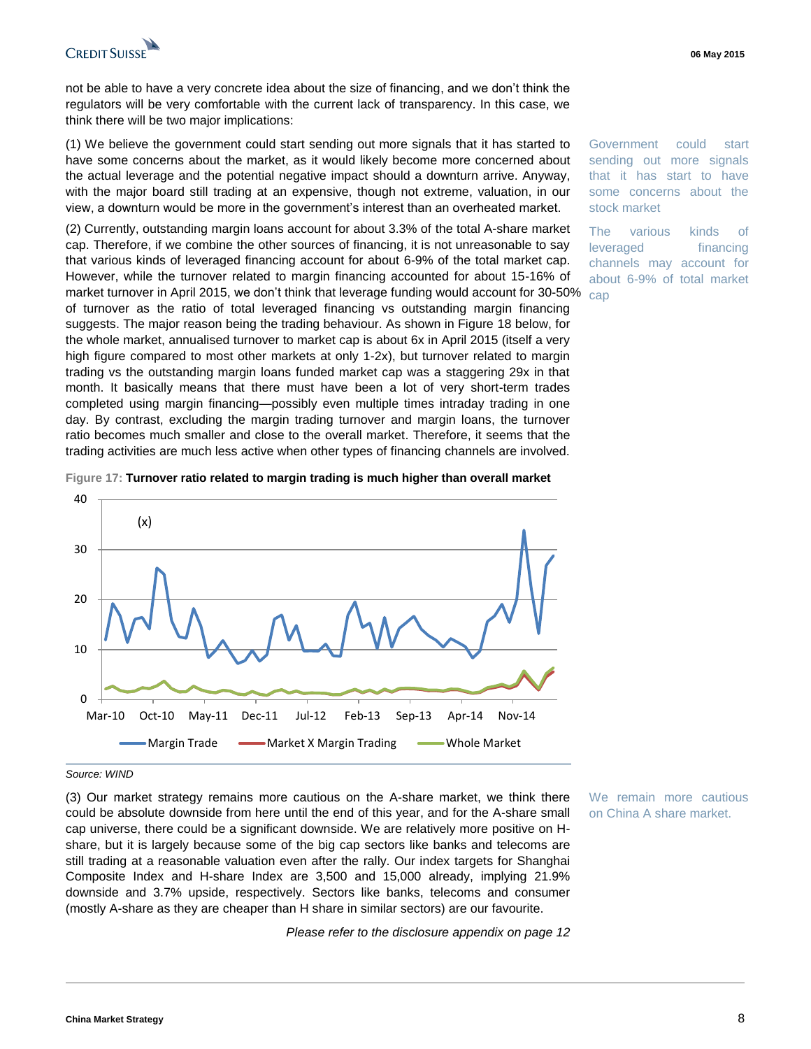not be able to have a very concrete idea about the size of financing, and we don't think the regulators will be very comfortable with the current lack of transparency. In this case, we think there will be two major implications:

(1) We believe the government could start sending out more signals that it has started to have some concerns about the market, as it would likely become more concerned about the actual leverage and the potential negative impact should a downturn arrive. Anyway, with the major board still trading at an expensive, though not extreme, valuation, in our view, a downturn would be more in the government's interest than an overheated market.

Government could start sending out more signals that it has start to have some concerns about the stock market

(2) Currently, outstanding margin loans account for about 3.3% of the total A-share market cap. Therefore, if we combine the other sources of financing, it is not unreasonable to say that various kinds of leveraged financing account for about 6-9% of the total market cap. However, while the turnover related to margin financing accounted for about 15-16% of market turnover in April 2015, we don't think that leverage funding would account for 30-50% of turnover as the ratio of total leveraged financing vs outstanding margin financing suggests. The major reason being the trading behaviour. As shown in Figure 18 below, for the whole market, annualised turnover to market cap is about 6x in April 2015 (itself a very high figure compared to most other markets at only 1-2x), but turnover related to margin trading vs the outstanding margin loans funded market cap was a staggering 29x in that month. It basically means that there must have been a lot of very short-term trades completed using margin financing—possibly even multiple times intraday trading in one day. By contrast, excluding the margin trading turnover and margin loans, the turnover ratio becomes much smaller and close to the overall market. Therefore, it seems that the trading activities are much less active when other types of financing channels are involved.

The various kinds of leveraged financing channels may account for about 6-9% of total market cap

**Figure 17:** **Turnover ratio related to margin trading is much higher than overall market**

Source: WIND

(3) Our market strategy remains more cautious on the A-share market, we think there could be absolute downside from here until the end of this year, and for the A-share small cap universe, there could be a significant downside. We are relatively more positive on H-share, but it is largely because some of the big cap sectors like banks and telecoms are still trading at a reasonable valuation even after the rally. Our index targets for Shanghai Composite Index and H-share Index are 3,500 and 15,000 already, implying 21.9% downside and 3.7% upside, respectively. Sectors like banks, telecoms and consumer (mostly A-share as they are cheaper than H share in similar sectors) are our favourite.

We remain more cautious on China A share market.

*Please refer to the disclosure appendix on page 12*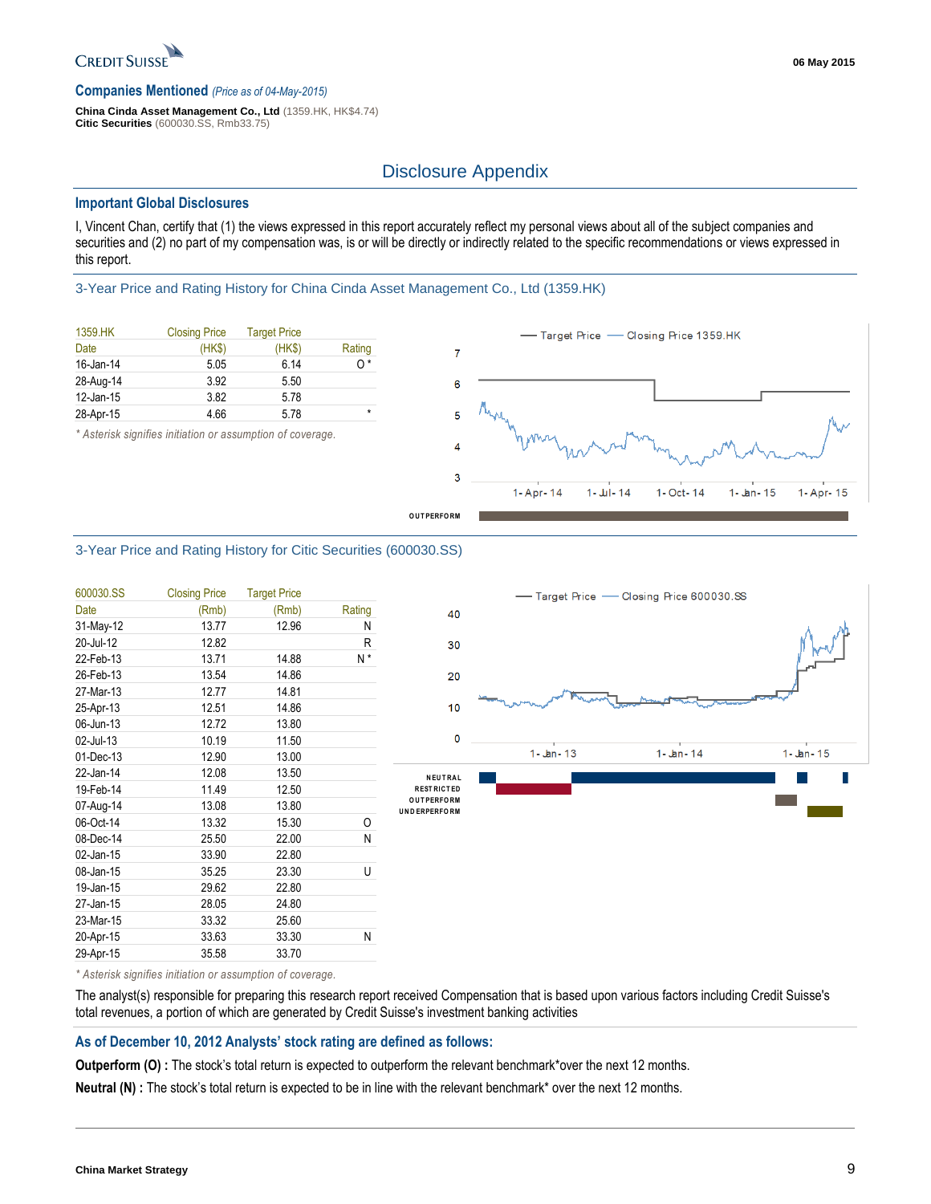## Companies Mentioned *(Price as of 04-May-2015)*

**China Cinda Asset Management Co., Ltd** (1359.HK, HK$4.74)
**Citic Securities** (600030.SS, Rmb33.75)

# Disclosure Appendix

## Important Global Disclosures

I, Vincent Chan, certify that (1) the views expressed in this report accurately reflect my personal views about all of the subject companies and securities and (2) no part of my compensation was, is or will be directly or indirectly related to the specific recommendations or views expressed in this report.

### 3-Year Price and Rating History for China Cinda Asset Management Co., Ltd (1359.HK)

| 1359.HK | Closing Price | Target Price | |
|---|---|---|---|
| Date | (HK$) | (HK$) | Rating |
| 16-Jan-14 | 5.05 | 6.14 | O * |
| 28-Aug-14 | 3.92 | 5.50 | |
| 12-Jan-15 | 3.82 | 5.78 | |
| 28-Apr-15 | 4.66 | 5.78 | * |

*\* Asterisk signifies initiation or assumption of coverage.*

### 3-Year Price and Rating History for Citic Securities (600030.SS)

| 600030.SS | Closing Price | Target Price | |
|---|---|---|---|
| Date | (Rmb) | (Rmb) | Rating |
| 31-May-12 | 13.77 | 12.96 | N |
| 20-Jul-12 | 12.82 | | R |
| 22-Feb-13 | 13.71 | 14.88 | N * |
| 26-Feb-13 | 13.54 | 14.86 | |
| 27-Mar-13 | 12.77 | 14.81 | |
| 25-Apr-13 | 12.51 | 14.86 | |
| 06-Jun-13 | 12.72 | 13.80 | |
| 02-Jul-13 | 10.19 | 11.50 | |
| 01-Dec-13 | 12.90 | 13.00 | |
| 22-Jan-14 | 12.08 | 13.50 | |
| 19-Feb-14 | 11.49 | 12.50 | |
| 07-Aug-14 | 13.08 | 13.80 | |
| 06-Oct-14 | 13.32 | 15.30 | O |
| 08-Dec-14 | 25.50 | 22.00 | N |
| 02-Jan-15 | 33.90 | 22.80 | |
| 08-Jan-15 | 35.25 | 23.30 | U |
| 19-Jan-15 | 29.62 | 22.80 | |
| 27-Jan-15 | 28.05 | 24.80 | |
| 23-Mar-15 | 33.32 | 25.60 | |
| 20-Apr-15 | 33.63 | 33.30 | N |
| 29-Apr-15 | 35.58 | 33.70 | |

*\* Asterisk signifies initiation or assumption of coverage.*

The analyst(s) responsible for preparing this research report received Compensation that is based upon various factors including Credit Suisse's total revenues, a portion of which are generated by Credit Suisse's investment banking activities

## As of December 10, 2012 Analysts' stock rating are defined as follows:

**Outperform (O) :** The stock's total return is expected to outperform the relevant benchmark*over the next 12 months.

**Neutral (N) :** The stock's total return is expected to be in line with the relevant benchmark* over the next 12 months.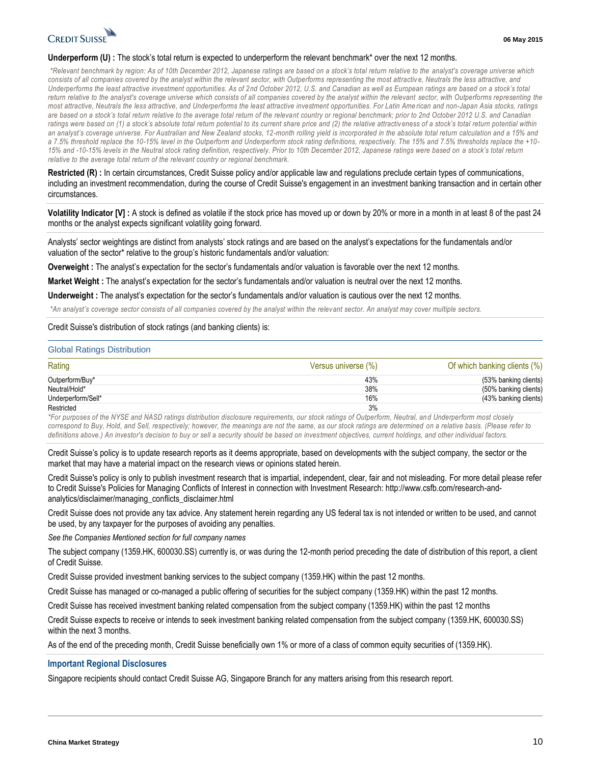**Underperform (U) :** The stock's total return is expected to underperform the relevant benchmark* over the next 12 months.

*\*Relevant benchmark by region: As of 10th December 2012, Japanese ratings are based on a stock's total return relative to the analyst's coverage universe which consists of all companies covered by the analyst within the relevant sector, with Outperforms representing the most attractive, Neutrals the less attractive, and Underperforms the least attractive investment opportunities. As of 2nd October 2012, U.S. and Canadian as well as European ratings are based on a stock's total return relative to the analyst's coverage universe which consists of all companies covered by the analyst within the relevant sector, with Outperforms representing the most attractive, Neutrals the less attractive, and Underperforms the least attractive investment opportunities. For Latin American and non-Japan Asia stocks, ratings are based on a stock's total return relative to the average total return of the relevant country or regional benchmark; prior to 2nd October 2012 U.S. and Canadian ratings were based on (1) a stock's absolute total return potential to its current share price and (2) the relative attractiveness of a stock's total return potential within an analyst's coverage universe. For Australian and New Zealand stocks, 12-month rolling yield is incorporated in the absolute total return calculation and a 15% and a 7.5% threshold replace the 10-15% level in the Outperform and Underperform stock rating definitions, respectively. The 15% and 7.5% thresholds replace the +10-15% and -10-15% levels in the Neutral stock rating definition, respectively. Prior to 10th December 2012, Japanese ratings were based on a stock's total return relative to the average total return of the relevant country or regional benchmark.*

**Restricted (R) :** In certain circumstances, Credit Suisse policy and/or applicable law and regulations preclude certain types of communications, including an investment recommendation, during the course of Credit Suisse's engagement in an investment banking transaction and in certain other circumstances.

**Volatility Indicator [V] :** A stock is defined as volatile if the stock price has moved up or down by 20% or more in a month in at least 8 of the past 24 months or the analyst expects significant volatility going forward.

Analysts' sector weightings are distinct from analysts' stock ratings and are based on the analyst's expectations for the fundamentals and/or valuation of the sector* relative to the group's historic fundamentals and/or valuation:

**Overweight :** The analyst's expectation for the sector's fundamentals and/or valuation is favorable over the next 12 months.

**Market Weight :** The analyst's expectation for the sector's fundamentals and/or valuation is neutral over the next 12 months.

**Underweight :** The analyst's expectation for the sector's fundamentals and/or valuation is cautious over the next 12 months.

*\*An analyst's coverage sector consists of all companies covered by the analyst within the relevant sector. An analyst may cover multiple sectors.*

Credit Suisse's distribution of stock ratings (and banking clients) is:

### Global Ratings Distribution

| Rating | Versus universe (%) | Of which banking clients (%) |
|---|---|---|
| Outperform/Buy* | 43% | (53% banking clients) |
| Neutral/Hold* | 38% | (50% banking clients) |
| Underperform/Sell* | 16% | (43% banking clients) |
| Restricted | 3% | |

*\*For purposes of the NYSE and NASD ratings distribution disclosure requirements, our stock ratings of Outperform, Neutral, and Underperform most closely correspond to Buy, Hold, and Sell, respectively; however, the meanings are not the same, as our stock ratings are determined on a relative basis. (Please refer to definitions above.) An investor's decision to buy or sell a security should be based on investment objectives, current holdings, and other individual factors.*

Credit Suisse's policy is to update research reports as it deems appropriate, based on developments with the subject company, the sector or the market that may have a material impact on the research views or opinions stated herein.

Credit Suisse's policy is only to publish investment research that is impartial, independent, clear, fair and not misleading. For more detail please refer to Credit Suisse's Policies for Managing Conflicts of Interest in connection with Investment Research: http://www.csfb.com/research-and-analytics/disclaimer/managing_conflicts_disclaimer.html

Credit Suisse does not provide any tax advice. Any statement herein regarding any US federal tax is not intended or written to be used, and cannot be used, by any taxpayer for the purposes of avoiding any penalties.

*See the Companies Mentioned section for full company names*

The subject company (1359.HK, 600030.SS) currently is, or was during the 12-month period preceding the date of distribution of this report, a client of Credit Suisse.

Credit Suisse provided investment banking services to the subject company (1359.HK) within the past 12 months.

Credit Suisse has managed or co-managed a public offering of securities for the subject company (1359.HK) within the past 12 months.

Credit Suisse has received investment banking related compensation from the subject company (1359.HK) within the past 12 months

Credit Suisse expects to receive or intends to seek investment banking related compensation from the subject company (1359.HK, 600030.SS) within the next 3 months.

As of the end of the preceding month, Credit Suisse beneficially own 1% or more of a class of common equity securities of (1359.HK).

### Important Regional Disclosures

Singapore recipients should contact Credit Suisse AG, Singapore Branch for any matters arising from this research report.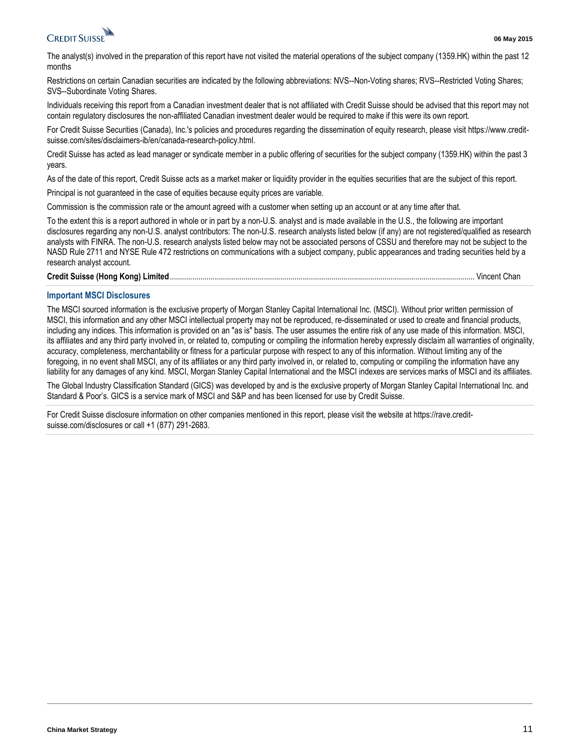The analyst(s) involved in the preparation of this report have not visited the material operations of the subject company (1359.HK) within the past 12 months

Restrictions on certain Canadian securities are indicated by the following abbreviations: NVS--Non-Voting shares; RVS--Restricted Voting Shares; SVS--Subordinate Voting Shares.

Individuals receiving this report from a Canadian investment dealer that is not affiliated with Credit Suisse should be advised that this report may not contain regulatory disclosures the non-affiliated Canadian investment dealer would be required to make if this were its own report.

For Credit Suisse Securities (Canada), Inc.'s policies and procedures regarding the dissemination of equity research, please visit https://www.credit-suisse.com/sites/disclaimers-ib/en/canada-research-policy.html.

Credit Suisse has acted as lead manager or syndicate member in a public offering of securities for the subject company (1359.HK) within the past 3 years.

As of the date of this report, Credit Suisse acts as a market maker or liquidity provider in the equities securities that are the subject of this report.

Principal is not guaranteed in the case of equities because equity prices are variable.

Commission is the commission rate or the amount agreed with a customer when setting up an account or at any time after that.

To the extent this is a report authored in whole or in part by a non-U.S. analyst and is made available in the U.S., the following are important disclosures regarding any non-U.S. analyst contributors: The non-U.S. research analysts listed below (if any) are not registered/qualified as research analysts with FINRA. The non-U.S. research analysts listed below may not be associated persons of CSSU and therefore may not be subject to the NASD Rule 2711 and NYSE Rule 472 restrictions on communications with a subject company, public appearances and trading securities held by a research analyst account.

**Credit Suisse (Hong Kong) Limited**.................................................................................................................................................... Vincent Chan

## Important MSCI Disclosures

The MSCI sourced information is the exclusive property of Morgan Stanley Capital International Inc. (MSCI). Without prior written permission of MSCI, this information and any other MSCI intellectual property may not be reproduced, re-disseminated or used to create and financial products, including any indices. This information is provided on an "as is" basis. The user assumes the entire risk of any use made of this information. MSCI, its affiliates and any third party involved in, or related to, computing or compiling the information hereby expressly disclaim all warranties of originality, accuracy, completeness, merchantability or fitness for a particular purpose with respect to any of this information. Without limiting any of the foregoing, in no event shall MSCI, any of its affiliates or any third party involved in, or related to, computing or compiling the information have any liability for any damages of any kind. MSCI, Morgan Stanley Capital International and the MSCI indexes are services marks of MSCI and its affiliates.

The Global Industry Classification Standard (GICS) was developed by and is the exclusive property of Morgan Stanley Capital International Inc. and Standard & Poor's. GICS is a service mark of MSCI and S&P and has been licensed for use by Credit Suisse.

For Credit Suisse disclosure information on other companies mentioned in this report, please visit the website at https://rave.credit-suisse.com/disclosures or call +1 (877) 291-2683.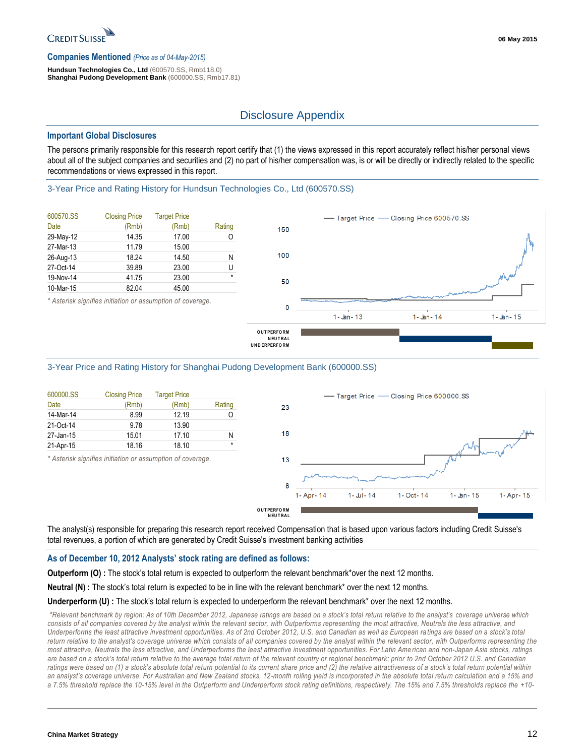## Companies Mentioned *(Price as of 04-May-2015)*

**Hundsun Technologies Co., Ltd** (600570.SS, Rmb118.0)
**Shanghai Pudong Development Bank** (600000.SS, Rmb17.81)

# Disclosure Appendix

## Important Global Disclosures

The persons primarily responsible for this research report certify that (1) the views expressed in this report accurately reflect his/her personal views about all of the subject companies and securities and (2) no part of his/her compensation was, is or will be directly or indirectly related to the specific recommendations or views expressed in this report.

### 3-Year Price and Rating History for Hundsun Technologies Co., Ltd (600570.SS)

| 600570.SS | Closing Price | Target Price | |
|---|---|---|---|
| Date | (Rmb) | (Rmb) | Rating |
| 29-May-12 | 14.35 | 17.00 | O |
| 27-Mar-13 | 11.79 | 15.00 | |
| 26-Aug-13 | 18.24 | 14.50 | N |
| 27-Oct-14 | 39.89 | 23.00 | U |
| 19-Nov-14 | 41.75 | 23.00 | * |
| 10-Mar-15 | 82.04 | 45.00 | |

*\* Asterisk signifies initiation or assumption of coverage.*

### 3-Year Price and Rating History for Shanghai Pudong Development Bank (600000.SS)

| 600000.SS | Closing Price | Target Price | |
|---|---|---|---|
| Date | (Rmb) | (Rmb) | Rating |
| 14-Mar-14 | 8.99 | 12.19 | O |
| 21-Oct-14 | 9.78 | 13.90 | |
| 27-Jan-15 | 15.01 | 17.10 | N |
| 21-Apr-15 | 18.16 | 18.10 | * |

*\* Asterisk signifies initiation or assumption of coverage.*

The analyst(s) responsible for preparing this research report received Compensation that is based upon various factors including Credit Suisse's total revenues, a portion of which are generated by Credit Suisse's investment banking activities

## As of December 10, 2012 Analysts' stock rating are defined as follows:

**Outperform (O) :** The stock's total return is expected to outperform the relevant benchmark*over the next 12 months.

**Neutral (N) :** The stock's total return is expected to be in line with the relevant benchmark* over the next 12 months.

**Underperform (U) :** The stock's total return is expected to underperform the relevant benchmark* over the next 12 months.

*\*Relevant benchmark by region: As of 10th December 2012, Japanese ratings are based on a stock's total return relative to the analyst's coverage universe which consists of all companies covered by the analyst within the relevant sector, with Outperforms representing the most attractive, Neutrals the less attractive, and Underperforms the least attractive investment opportunities. As of 2nd October 2012, U.S. and Canadian as well as European ratings are based on a stock's total return relative to the analyst's coverage universe which consists of all companies covered by the analyst within the relevant sector, with Outperforms representing the most attractive, Neutrals the less attractive, and Underperforms the least attractive investment opportunities. For Latin American and non-Japan Asia stocks, ratings are based on a stock's total return relative to the average total return of the relevant country or regional benchmark; prior to 2nd October 2012 U.S. and Canadian ratings were based on (1) a stock's absolute total return potential to its current share price and (2) the relative attractiveness of a stock's total return potential within an analyst's coverage universe. For Australian and New Zealand stocks, 12-month rolling yield is incorporated in the absolute total return calculation and a 15% and a 7.5% threshold replace the 10-15% level in the Outperform and Underperform stock rating definitions, respectively. The 15% and 7.5% thresholds replace the +10-*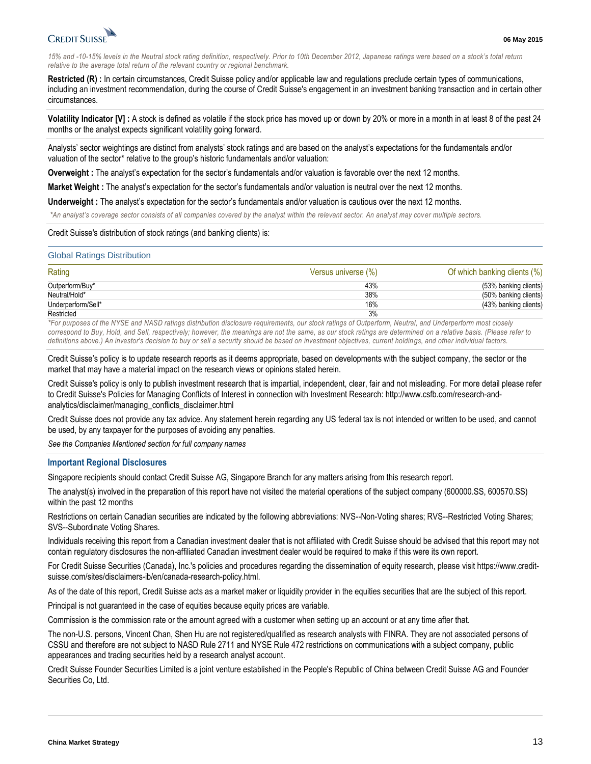*15% and -10-15% levels in the Neutral stock rating definition, respectively. Prior to 10th December 2012, Japanese ratings were based on a stock's total return relative to the average total return of the relevant country or regional benchmark.*

**Restricted (R) :** In certain circumstances, Credit Suisse policy and/or applicable law and regulations preclude certain types of communications, including an investment recommendation, during the course of Credit Suisse's engagement in an investment banking transaction and in certain other circumstances.

**Volatility Indicator [V] :** A stock is defined as volatile if the stock price has moved up or down by 20% or more in a month in at least 8 of the past 24 months or the analyst expects significant volatility going forward.

Analysts' sector weightings are distinct from analysts' stock ratings and are based on the analyst's expectations for the fundamentals and/or valuation of the sector* relative to the group's historic fundamentals and/or valuation:

**Overweight :** The analyst's expectation for the sector's fundamentals and/or valuation is favorable over the next 12 months.

**Market Weight :** The analyst's expectation for the sector's fundamentals and/or valuation is neutral over the next 12 months.

**Underweight :** The analyst's expectation for the sector's fundamentals and/or valuation is cautious over the next 12 months.

*\*An analyst's coverage sector consists of all companies covered by the analyst within the relevant sector. An analyst may cover multiple sectors.*

Credit Suisse's distribution of stock ratings (and banking clients) is:

### Global Ratings Distribution

| Rating | Versus universe (%) | Of which banking clients (%) |
|---|---|---|
| Outperform/Buy* | 43% | (53% banking clients) |
| Neutral/Hold* | 38% | (50% banking clients) |
| Underperform/Sell* | 16% | (43% banking clients) |
| Restricted | 3% | |

*\*For purposes of the NYSE and NASD ratings distribution disclosure requirements, our stock ratings of Outperform, Neutral, and Underperform most closely correspond to Buy, Hold, and Sell, respectively; however, the meanings are not the same, as our stock ratings are determined on a relative basis. (Please refer to definitions above.) An investor's decision to buy or sell a security should be based on investment objectives, current holdings, and other individual factors.*

Credit Suisse's policy is to update research reports as it deems appropriate, based on developments with the subject company, the sector or the market that may have a material impact on the research views or opinions stated herein.

Credit Suisse's policy is only to publish investment research that is impartial, independent, clear, fair and not misleading. For more detail please refer to Credit Suisse's Policies for Managing Conflicts of Interest in connection with Investment Research: http://www.csfb.com/research-and-analytics/disclaimer/managing_conflicts_disclaimer.html

Credit Suisse does not provide any tax advice. Any statement herein regarding any US federal tax is not intended or written to be used, and cannot be used, by any taxpayer for the purposes of avoiding any penalties.

*See the Companies Mentioned section for full company names*

## Important Regional Disclosures

Singapore recipients should contact Credit Suisse AG, Singapore Branch for any matters arising from this research report.

The analyst(s) involved in the preparation of this report have not visited the material operations of the subject company (600000.SS, 600570.SS) within the past 12 months

Restrictions on certain Canadian securities are indicated by the following abbreviations: NVS--Non-Voting shares; RVS--Restricted Voting Shares; SVS--Subordinate Voting Shares.

Individuals receiving this report from a Canadian investment dealer that is not affiliated with Credit Suisse should be advised that this report may not contain regulatory disclosures the non-affiliated Canadian investment dealer would be required to make if this were its own report.

For Credit Suisse Securities (Canada), Inc.'s policies and procedures regarding the dissemination of equity research, please visit https://www.credit-suisse.com/sites/disclaimers-ib/en/canada-research-policy.html.

As of the date of this report, Credit Suisse acts as a market maker or liquidity provider in the equities securities that are the subject of this report.

Principal is not guaranteed in the case of equities because equity prices are variable.

Commission is the commission rate or the amount agreed with a customer when setting up an account or at any time after that.

The non-U.S. persons, Vincent Chan, Shen Hu are not registered/qualified as research analysts with FINRA. They are not associated persons of CSSU and therefore are not subject to NASD Rule 2711 and NYSE Rule 472 restrictions on communications with a subject company, public appearances and trading securities held by a research analyst account.

Credit Suisse Founder Securities Limited is a joint venture established in the People's Republic of China between Credit Suisse AG and Founder Securities Co, Ltd.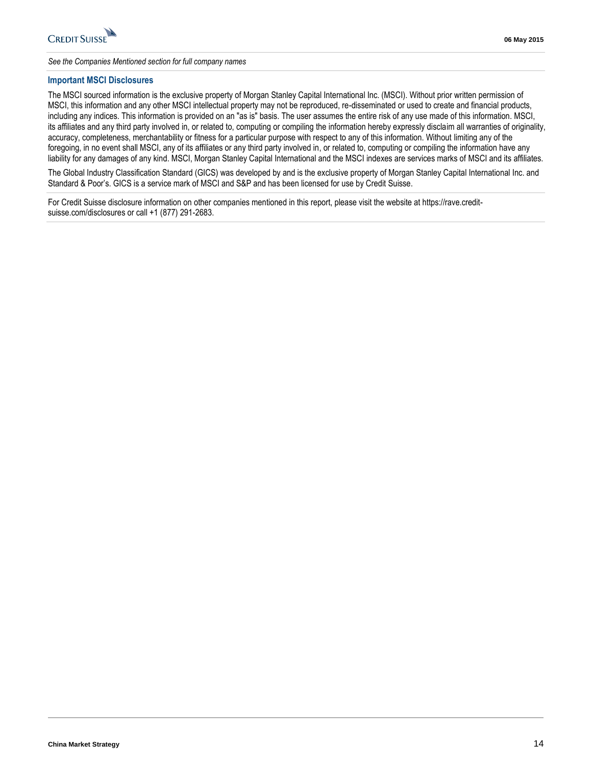*See the Companies Mentioned section for full company names*

## Important MSCI Disclosures

The MSCI sourced information is the exclusive property of Morgan Stanley Capital International Inc. (MSCI). Without prior written permission of MSCI, this information and any other MSCI intellectual property may not be reproduced, re-disseminated or used to create and financial products, including any indices. This information is provided on an "as is" basis. The user assumes the entire risk of any use made of this information. MSCI, its affiliates and any third party involved in, or related to, computing or compiling the information hereby expressly disclaim all warranties of originality, accuracy, completeness, merchantability or fitness for a particular purpose with respect to any of this information. Without limiting any of the foregoing, in no event shall MSCI, any of its affiliates or any third party involved in, or related to, computing or compiling the information have any liability for any damages of any kind. MSCI, Morgan Stanley Capital International and the MSCI indexes are services marks of MSCI and its affiliates.

The Global Industry Classification Standard (GICS) was developed by and is the exclusive property of Morgan Stanley Capital International Inc. and Standard & Poor's. GICS is a service mark of MSCI and S&P and has been licensed for use by Credit Suisse.

For Credit Suisse disclosure information on other companies mentioned in this report, please visit the website at https://rave.credit-suisse.com/disclosures or call +1 (877) 291-2683.